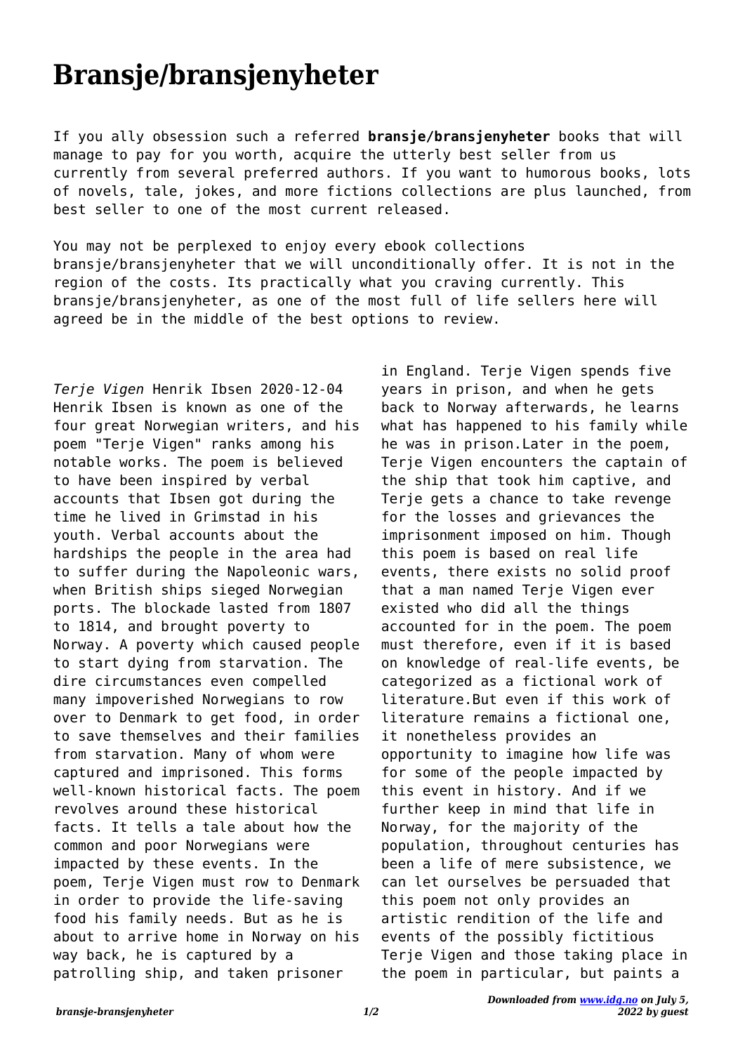# Bransje/bransjenyheter

If you ally obsession such a referred **bransje/bransjenyheter** books that will manage to pay for you worth, acquire the utterly best seller from us currently from several preferred authors. If you want to humorous books, lots of novels, tale, jokes, and more fictions collections are plus launched, from best seller to one of the most current released.

You may not be perplexed to enjoy every ebook collections bransje/bransjenyheter that we will unconditionally offer. It is not in the region of the costs. Its practically what you craving currently. This bransje/bransjenyheter, as one of the most full of life sellers here will agreed be in the middle of the best options to review.

*Terje Vigen* Henrik Ibsen 2020-12-04 Henrik Ibsen is known as one of the four great Norwegian writers, and his poem "Terje Vigen" ranks among his notable works. The poem is believed to have been inspired by verbal accounts that Ibsen got during the time he lived in Grimstad in his youth. Verbal accounts about the hardships the people in the area had to suffer during the Napoleonic wars, when British ships sieged Norwegian ports. The blockade lasted from 1807 to 1814, and brought poverty to Norway. A poverty which caused people to start dying from starvation. The dire circumstances even compelled many impoverished Norwegians to row over to Denmark to get food, in order to save themselves and their families from starvation. Many of whom were captured and imprisoned. This forms well-known historical facts. The poem revolves around these historical facts. It tells a tale about how the common and poor Norwegians were impacted by these events. In the poem, Terje Vigen must row to Denmark in order to provide the life-saving food his family needs. But as he is about to arrive home in Norway on his way back, he is captured by a patrolling ship, and taken prisoner in England. Terje Vigen spends five years in prison, and when he gets back to Norway afterwards, he learns what has happened to his family while he was in prison.Later in the poem, Terje Vigen encounters the captain of the ship that took him captive, and Terje gets a chance to take revenge for the losses and grievances the imprisonment imposed on him. Though this poem is based on real life events, there exists no solid proof that a man named Terje Vigen ever existed who did all the things accounted for in the poem. The poem must therefore, even if it is based on knowledge of real-life events, be categorized as a fictional work of literature.But even if this work of literature remains a fictional one, it nonetheless provides an opportunity to imagine how life was for some of the people impacted by this event in history. And if we further keep in mind that life in Norway, for the majority of the population, throughout centuries has been a life of mere subsistence, we can let ourselves be persuaded that this poem not only provides an artistic rendition of the life and events of the possibly fictitious Terje Vigen and those taking place in the poem in particular, but paints a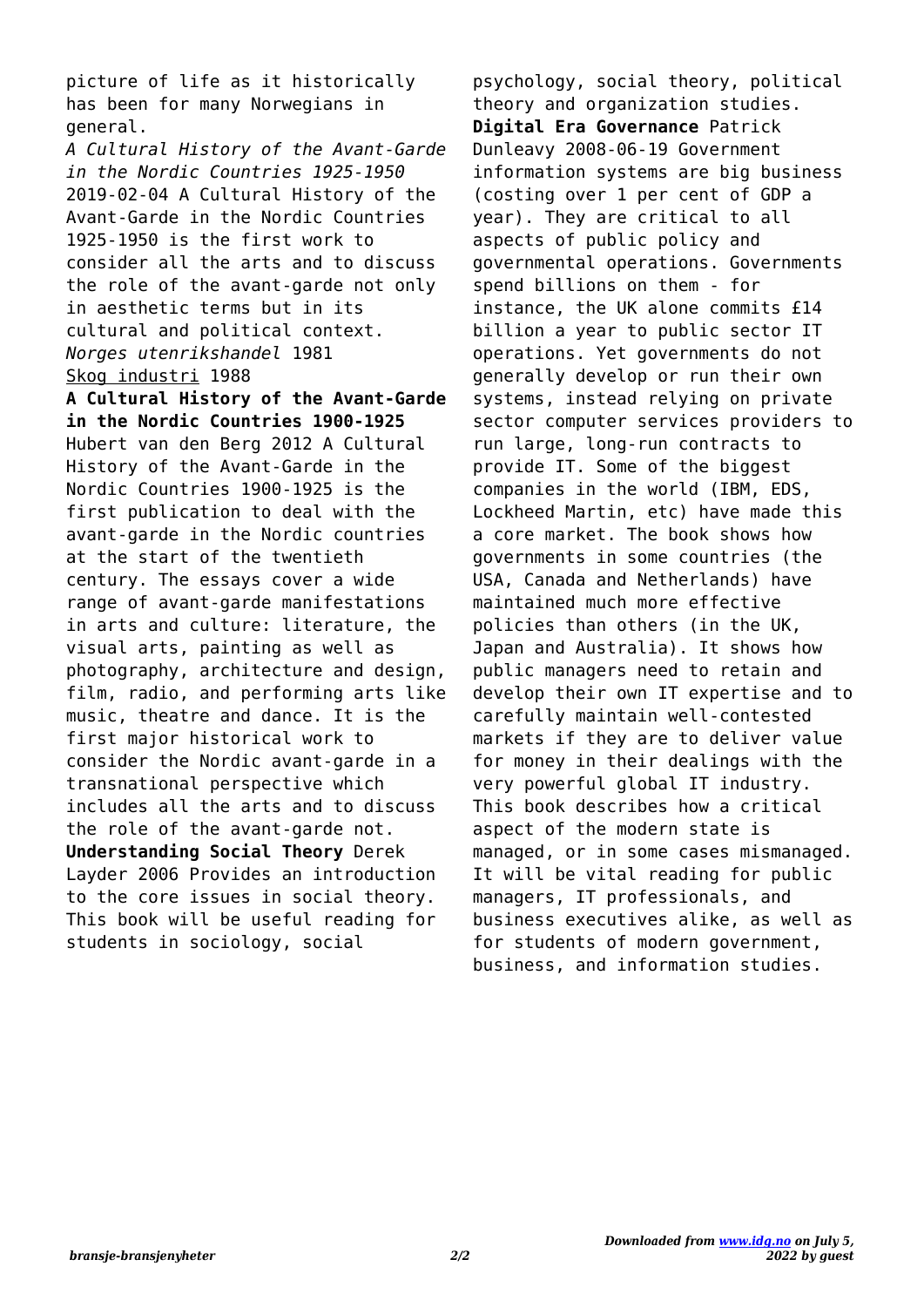picture of life as it historically has been for many Norwegians in general.

*A Cultural History of the Avant-Garde in the Nordic Countries 1925-1950* 2019-02-04 A Cultural History of the Avant-Garde in the Nordic Countries 1925-1950 is the first work to consider all the arts and to discuss the role of the avant-garde not only in aesthetic terms but in its cultural and political context.

*Norges utenrikshandel* 1981

Skog industri 1988

**A Cultural History of the Avant-Garde in the Nordic Countries 1900-1925** Hubert van den Berg 2012 A Cultural History of the Avant-Garde in the Nordic Countries 1900-1925 is the first publication to deal with the avant-garde in the Nordic countries at the start of the twentieth century. The essays cover a wide range of avant-garde manifestations in arts and culture: literature, the visual arts, painting as well as photography, architecture and design, film, radio, and performing arts like music, theatre and dance. It is the first major historical work to consider the Nordic avant-garde in a transnational perspective which includes all the arts and to discuss the role of the avant-garde not.

**Understanding Social Theory** Derek Layder 2006 Provides an introduction to the core issues in social theory. This book will be useful reading for students in sociology, social psychology, social theory, political theory and organization studies.

**Digital Era Governance** Patrick Dunleavy 2008-06-19 Government information systems are big business (costing over 1 per cent of GDP a year). They are critical to all aspects of public policy and governmental operations. Governments spend billions on them - for instance, the UK alone commits £14 billion a year to public sector IT operations. Yet governments do not generally develop or run their own systems, instead relying on private sector computer services providers to run large, long-run contracts to provide IT. Some of the biggest companies in the world (IBM, EDS, Lockheed Martin, etc) have made this a core market. The book shows how governments in some countries (the USA, Canada and Netherlands) have maintained much more effective policies than others (in the UK, Japan and Australia). It shows how public managers need to retain and develop their own IT expertise and to carefully maintain well-contested markets if they are to deliver value for money in their dealings with the very powerful global IT industry. This book describes how a critical aspect of the modern state is managed, or in some cases mismanaged. It will be vital reading for public managers, IT professionals, and business executives alike, as well as for students of modern government, business, and information studies.